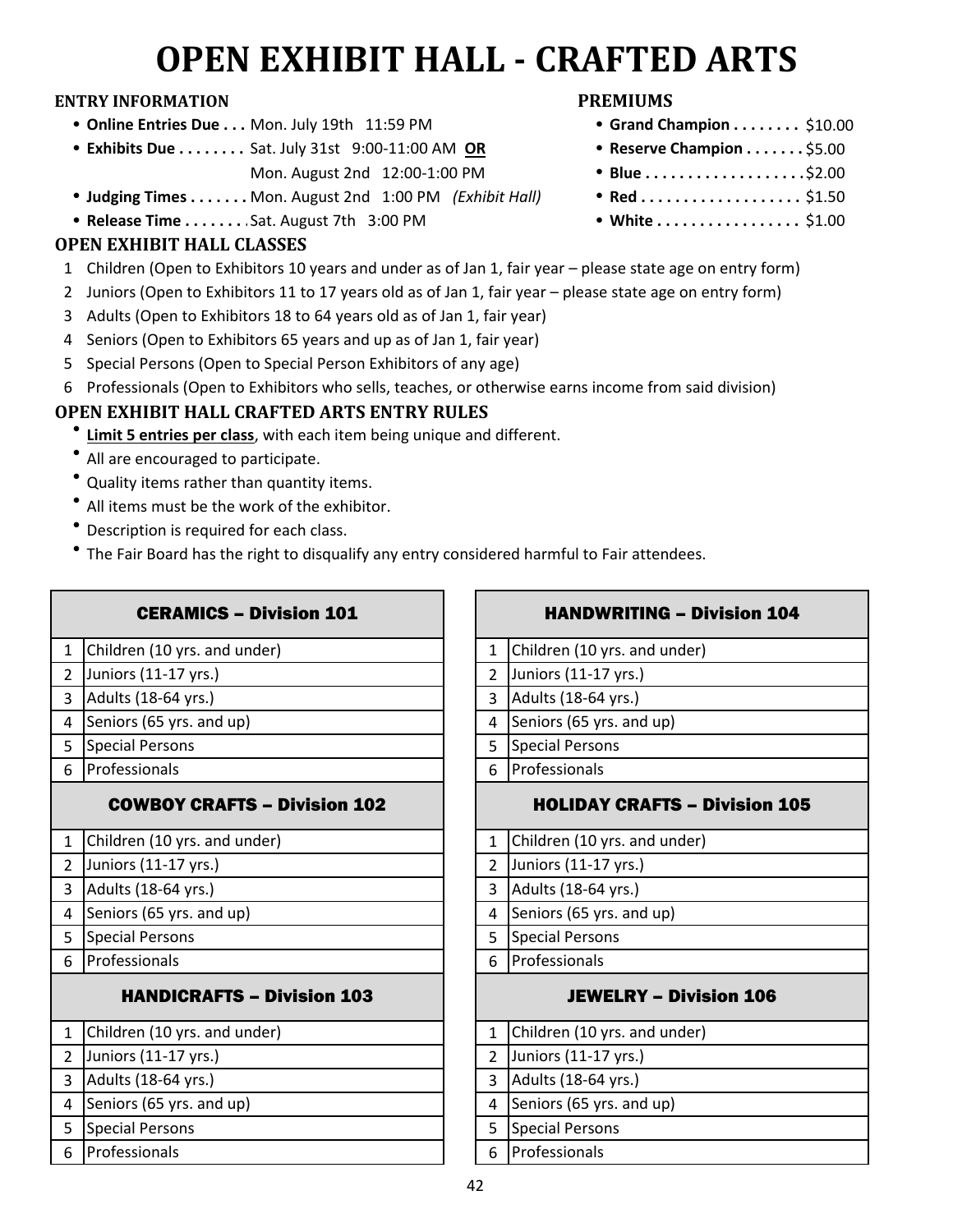# OPEN EXHIBIT HALL - CRAFTED ARTS

## ENTRY INFORMATION

- **Online Entries Due . . .** Mon. July 19th 11:59 PM
- **Exhibits Due . . . . . . . .** Sat. July 31st 9:00-11:00 AM **OR** Mon. August 2nd 12:00-1:00 PM
- **Judging Times . . . . . . .** Mon. August 2nd 1:00 PM *(Exhibit Hall)*
- **Release Time . . . . . . .** Sat. August 7th 3:00 PM

## PREMIUMS

- **Grand Champion . . . . . . . .** $10.00
- **Reserve Champion . . . . . . .** $5.00
- **Blue . . . . . . . . . . . . . . . . . .** $2.00
- **Red . . . . . . . . . . . . . . . . . .** $1.50
- **White . . . . . . . . . . . . . . . .** $1.00

## OPEN EXHIBIT HALL CLASSES

1. Children (Open to Exhibitors 10 years and under as of Jan 1, fair year – please state age on entry form)
2. Juniors (Open to Exhibitors 11 to 17 years old as of Jan 1, fair year – please state age on entry form)
3. Adults (Open to Exhibitors 18 to 64 years old as of Jan 1, fair year)
4. Seniors (Open to Exhibitors 65 years and up as of Jan 1, fair year)
5. Special Persons (Open to Special Person Exhibitors of any age)
6. Professionals (Open to Exhibitors who sells, teaches, or otherwise earns income from said division)

## OPEN EXHIBIT HALL CRAFTED ARTS ENTRY RULES

- **Limit 5 entries per class**, with each item being unique and different.
- All are encouraged to participate.
- Quality items rather than quantity items.
- All items must be the work of the exhibitor.
- Description is required for each class.
- The Fair Board has the right to disqualify any entry considered harmful to Fair attendees.

| CERAMICS – Division 101 | |
|---|---|
| 1 | Children (10 yrs. and under) |
| 2 | Juniors (11-17 yrs.) |
| 3 | Adults (18-64 yrs.) |
| 4 | Seniors (65 yrs. and up) |
| 5 | Special Persons |
| 6 | Professionals |

| COWBOY CRAFTS – Division 102 | |
|---|---|
| 1 | Children (10 yrs. and under) |
| 2 | Juniors (11-17 yrs.) |
| 3 | Adults (18-64 yrs.) |
| 4 | Seniors (65 yrs. and up) |
| 5 | Special Persons |
| 6 | Professionals |

| HANDICRAFTS – Division 103 | |
|---|---|
| 1 | Children (10 yrs. and under) |
| 2 | Juniors (11-17 yrs.) |
| 3 | Adults (18-64 yrs.) |
| 4 | Seniors (65 yrs. and up) |
| 5 | Special Persons |
| 6 | Professionals |

| HANDWRITING – Division 104 | |
|---|---|
| 1 | Children (10 yrs. and under) |
| 2 | Juniors (11-17 yrs.) |
| 3 | Adults (18-64 yrs.) |
| 4 | Seniors (65 yrs. and up) |
| 5 | Special Persons |
| 6 | Professionals |

| HOLIDAY CRAFTS – Division 105 | |
|---|---|
| 1 | Children (10 yrs. and under) |
| 2 | Juniors (11-17 yrs.) |
| 3 | Adults (18-64 yrs.) |
| 4 | Seniors (65 yrs. and up) |
| 5 | Special Persons |
| 6 | Professionals |

| JEWELRY – Division 106 | |
|---|---|
| 1 | Children (10 yrs. and under) |
| 2 | Juniors (11-17 yrs.) |
| 3 | Adults (18-64 yrs.) |
| 4 | Seniors (65 yrs. and up) |
| 5 | Special Persons |
| 6 | Professionals |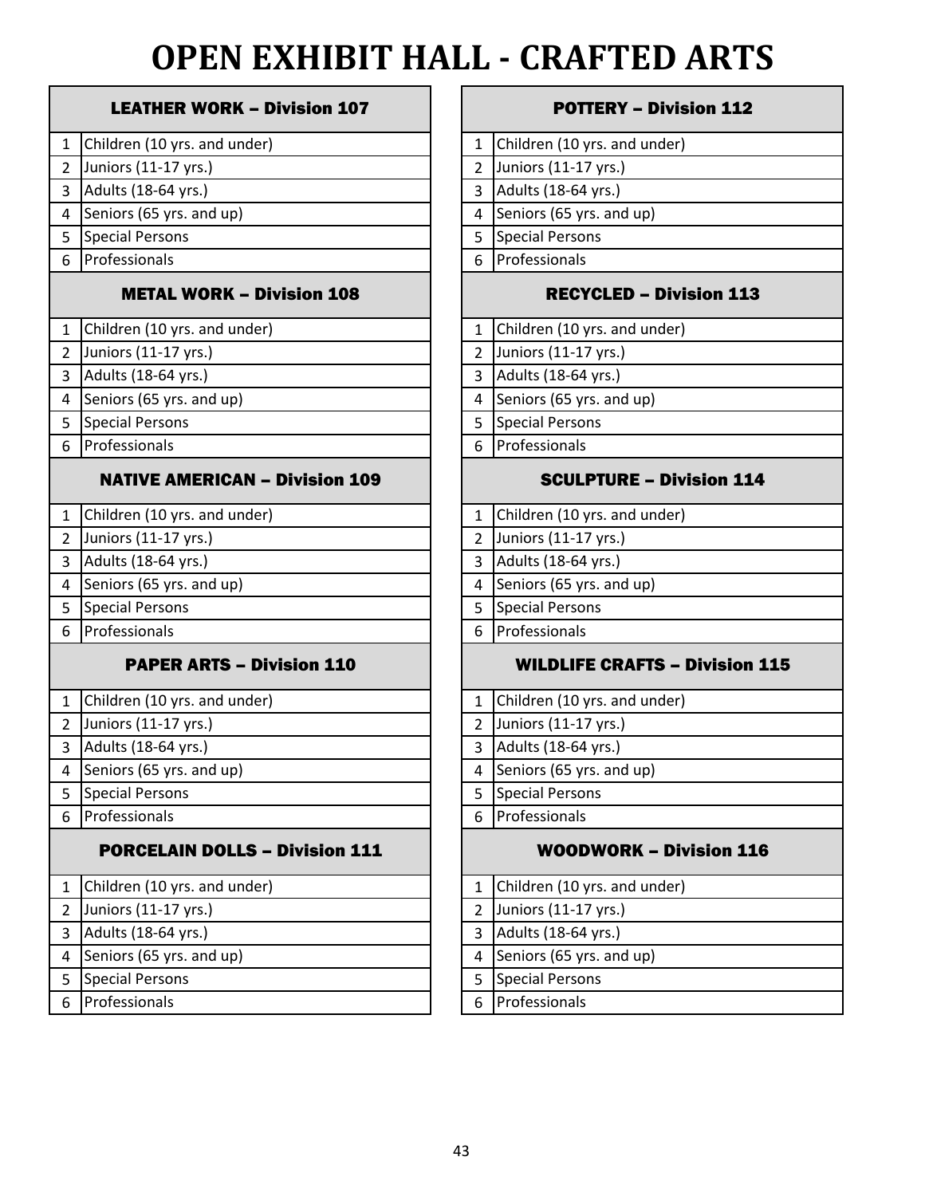# OPEN EXHIBIT HALL - CRAFTED ARTS

| LEATHER WORK – Division 107 | |
|---|---|
| 1 | Children (10 yrs. and under) |
| 2 | Juniors (11-17 yrs.) |
| 3 | Adults (18-64 yrs.) |
| 4 | Seniors (65 yrs. and up) |
| 5 | Special Persons |
| 6 | Professionals |

| METAL WORK – Division 108 | |
|---|---|
| 1 | Children (10 yrs. and under) |
| 2 | Juniors (11-17 yrs.) |
| 3 | Adults (18-64 yrs.) |
| 4 | Seniors (65 yrs. and up) |
| 5 | Special Persons |
| 6 | Professionals |

| NATIVE AMERICAN – Division 109 | |
|---|---|
| 1 | Children (10 yrs. and under) |
| 2 | Juniors (11-17 yrs.) |
| 3 | Adults (18-64 yrs.) |
| 4 | Seniors (65 yrs. and up) |
| 5 | Special Persons |
| 6 | Professionals |

| PAPER ARTS – Division 110 | |
|---|---|
| 1 | Children (10 yrs. and under) |
| 2 | Juniors (11-17 yrs.) |
| 3 | Adults (18-64 yrs.) |
| 4 | Seniors (65 yrs. and up) |
| 5 | Special Persons |
| 6 | Professionals |

| PORCELAIN DOLLS – Division 111 | |
|---|---|
| 1 | Children (10 yrs. and under) |
| 2 | Juniors (11-17 yrs.) |
| 3 | Adults (18-64 yrs.) |
| 4 | Seniors (65 yrs. and up) |
| 5 | Special Persons |
| 6 | Professionals |

| POTTERY – Division 112 | |
|---|---|
| 1 | Children (10 yrs. and under) |
| 2 | Juniors (11-17 yrs.) |
| 3 | Adults (18-64 yrs.) |
| 4 | Seniors (65 yrs. and up) |
| 5 | Special Persons |
| 6 | Professionals |

| RECYCLED – Division 113 | |
|---|---|
| 1 | Children (10 yrs. and under) |
| 2 | Juniors (11-17 yrs.) |
| 3 | Adults (18-64 yrs.) |
| 4 | Seniors (65 yrs. and up) |
| 5 | Special Persons |
| 6 | Professionals |

| SCULPTURE – Division 114 | |
|---|---|
| 1 | Children (10 yrs. and under) |
| 2 | Juniors (11-17 yrs.) |
| 3 | Adults (18-64 yrs.) |
| 4 | Seniors (65 yrs. and up) |
| 5 | Special Persons |
| 6 | Professionals |

| WILDLIFE CRAFTS – Division 115 | |
|---|---|
| 1 | Children (10 yrs. and under) |
| 2 | Juniors (11-17 yrs.) |
| 3 | Adults (18-64 yrs.) |
| 4 | Seniors (65 yrs. and up) |
| 5 | Special Persons |
| 6 | Professionals |

| WOODWORK – Division 116 | |
|---|---|
| 1 | Children (10 yrs. and under) |
| 2 | Juniors (11-17 yrs.) |
| 3 | Adults (18-64 yrs.) |
| 4 | Seniors (65 yrs. and up) |
| 5 | Special Persons |
| 6 | Professionals |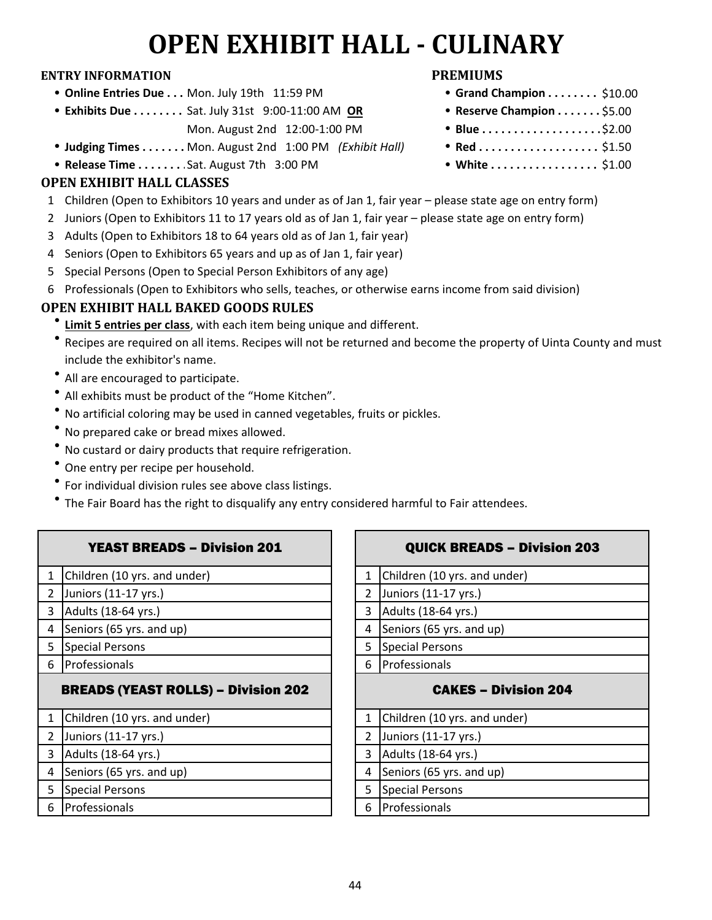# OPEN EXHIBIT HALL - CULINARY

### ENTRY INFORMATION

- **Online Entries Due . . .** Mon. July 19th 11:59 PM
- **Exhibits Due . . . . . . . .** Sat. July 31st 9:00-11:00 AM **OR**
  Mon. August 2nd 12:00-1:00 PM
- **Judging Times . . . . . . .** Mon. August 2nd 1:00 PM *(Exhibit Hall)*
- **Release Time . . . . . . . .** Sat. August 7th 3:00 PM

### PREMIUMS

- **Grand Champion . . . . . . . .** $10.00
- **Reserve Champion . . . . . . .** $5.00
- **Blue . . . . . . . . . . . . . . . . . .** $2.00
- **Red . . . . . . . . . . . . . . . . . .** $1.50
- **White . . . . . . . . . . . . . . . . .** $1.00

### OPEN EXHIBIT HALL CLASSES

1. Children (Open to Exhibitors 10 years and under as of Jan 1, fair year – please state age on entry form)
2. Juniors (Open to Exhibitors 11 to 17 years old as of Jan 1, fair year – please state age on entry form)
3. Adults (Open to Exhibitors 18 to 64 years old as of Jan 1, fair year)
4. Seniors (Open to Exhibitors 65 years and up as of Jan 1, fair year)
5. Special Persons (Open to Special Person Exhibitors of any age)
6. Professionals (Open to Exhibitors who sells, teaches, or otherwise earns income from said division)

### OPEN EXHIBIT HALL BAKED GOODS RULES

- **Limit 5 entries per class**, with each item being unique and different.
- Recipes are required on all items. Recipes will not be returned and become the property of Uinta County and must include the exhibitor's name.
- All are encouraged to participate.
- All exhibits must be product of the "Home Kitchen".
- No artificial coloring may be used in canned vegetables, fruits or pickles.
- No prepared cake or bread mixes allowed.
- No custard or dairy products that require refrigeration.
- One entry per recipe per household.
- For individual division rules see above class listings.
- The Fair Board has the right to disqualify any entry considered harmful to Fair attendees.

| YEAST BREADS – Division 201 | |
|---|---|
| 1 | Children (10 yrs. and under) |
| 2 | Juniors (11-17 yrs.) |
| 3 | Adults (18-64 yrs.) |
| 4 | Seniors (65 yrs. and up) |
| 5 | Special Persons |
| 6 | Professionals |

| BREADS (YEAST ROLLS) – Division 202 | |
|---|---|
| 1 | Children (10 yrs. and under) |
| 2 | Juniors (11-17 yrs.) |
| 3 | Adults (18-64 yrs.) |
| 4 | Seniors (65 yrs. and up) |
| 5 | Special Persons |
| 6 | Professionals |

| QUICK BREADS – Division 203 | |
|---|---|
| 1 | Children (10 yrs. and under) |
| 2 | Juniors (11-17 yrs.) |
| 3 | Adults (18-64 yrs.) |
| 4 | Seniors (65 yrs. and up) |
| 5 | Special Persons |
| 6 | Professionals |

| CAKES – Division 204 | |
|---|---|
| 1 | Children (10 yrs. and under) |
| 2 | Juniors (11-17 yrs.) |
| 3 | Adults (18-64 yrs.) |
| 4 | Seniors (65 yrs. and up) |
| 5 | Special Persons |
| 6 | Professionals |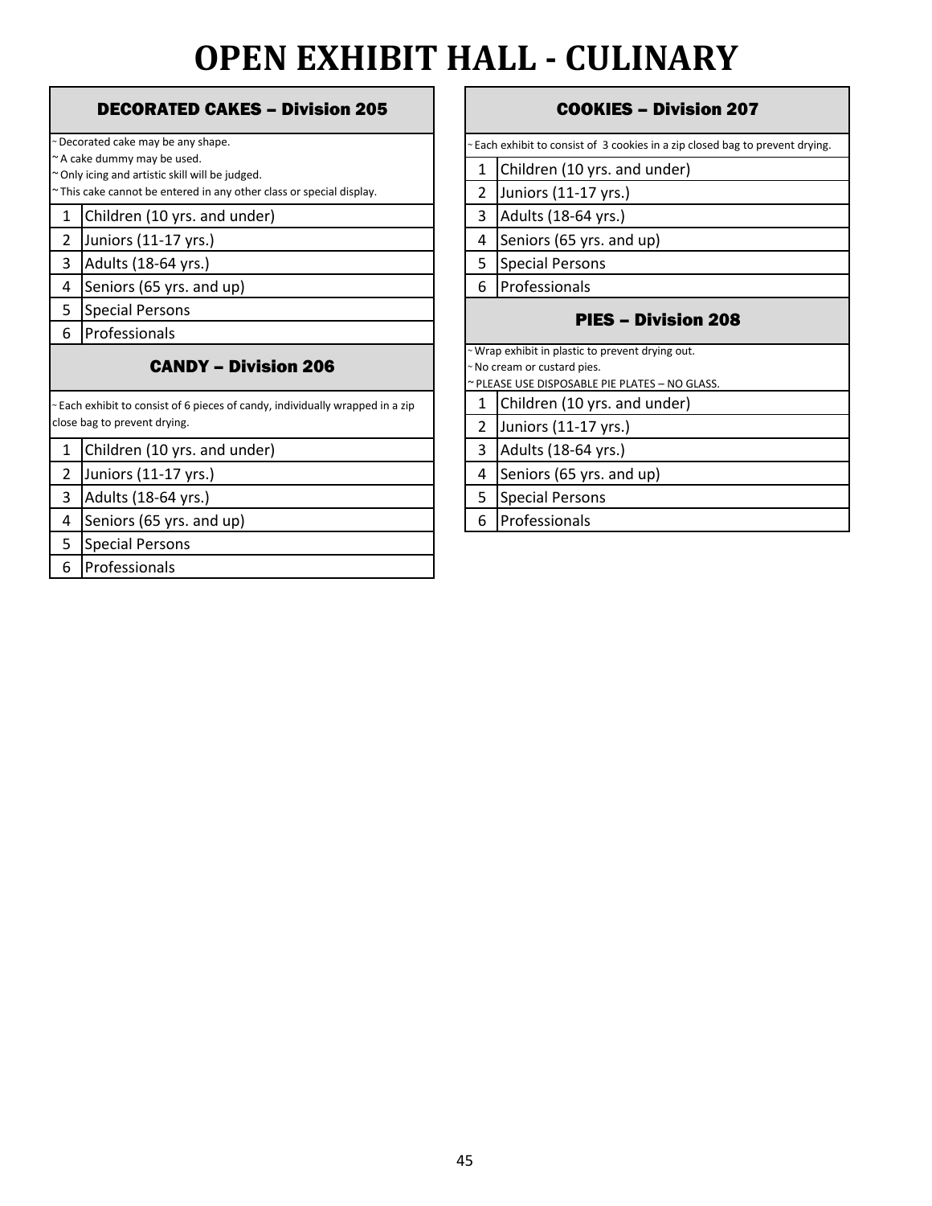# OPEN EXHIBIT HALL - CULINARY

## DECORATED CAKES – Division 205

~ Decorated cake may be any shape.
~ A cake dummy may be used.
~ Only icing and artistic skill will be judged.
~ This cake cannot be entered in any other class or special display.

| | |
|---|---|
| 1 | Children (10 yrs. and under) |
| 2 | Juniors (11-17 yrs.) |
| 3 | Adults (18-64 yrs.) |
| 4 | Seniors (65 yrs. and up) |
| 5 | Special Persons |
| 6 | Professionals |

## CANDY – Division 206

~ Each exhibit to consist of 6 pieces of candy, individually wrapped in a zip close bag to prevent drying.

| | |
|---|---|
| 1 | Children (10 yrs. and under) |
| 2 | Juniors (11-17 yrs.) |
| 3 | Adults (18-64 yrs.) |
| 4 | Seniors (65 yrs. and up) |
| 5 | Special Persons |
| 6 | Professionals |

## COOKIES – Division 207

~ Each exhibit to consist of 3 cookies in a zip closed bag to prevent drying.

| | |
|---|---|
| 1 | Children (10 yrs. and under) |
| 2 | Juniors (11-17 yrs.) |
| 3 | Adults (18-64 yrs.) |
| 4 | Seniors (65 yrs. and up) |
| 5 | Special Persons |
| 6 | Professionals |

## PIES – Division 208

~ Wrap exhibit in plastic to prevent drying out.
~ No cream or custard pies.
~ PLEASE USE DISPOSABLE PIE PLATES – NO GLASS.

| | |
|---|---|
| 1 | Children (10 yrs. and under) |
| 2 | Juniors (11-17 yrs.) |
| 3 | Adults (18-64 yrs.) |
| 4 | Seniors (65 yrs. and up) |
| 5 | Special Persons |
| 6 | Professionals |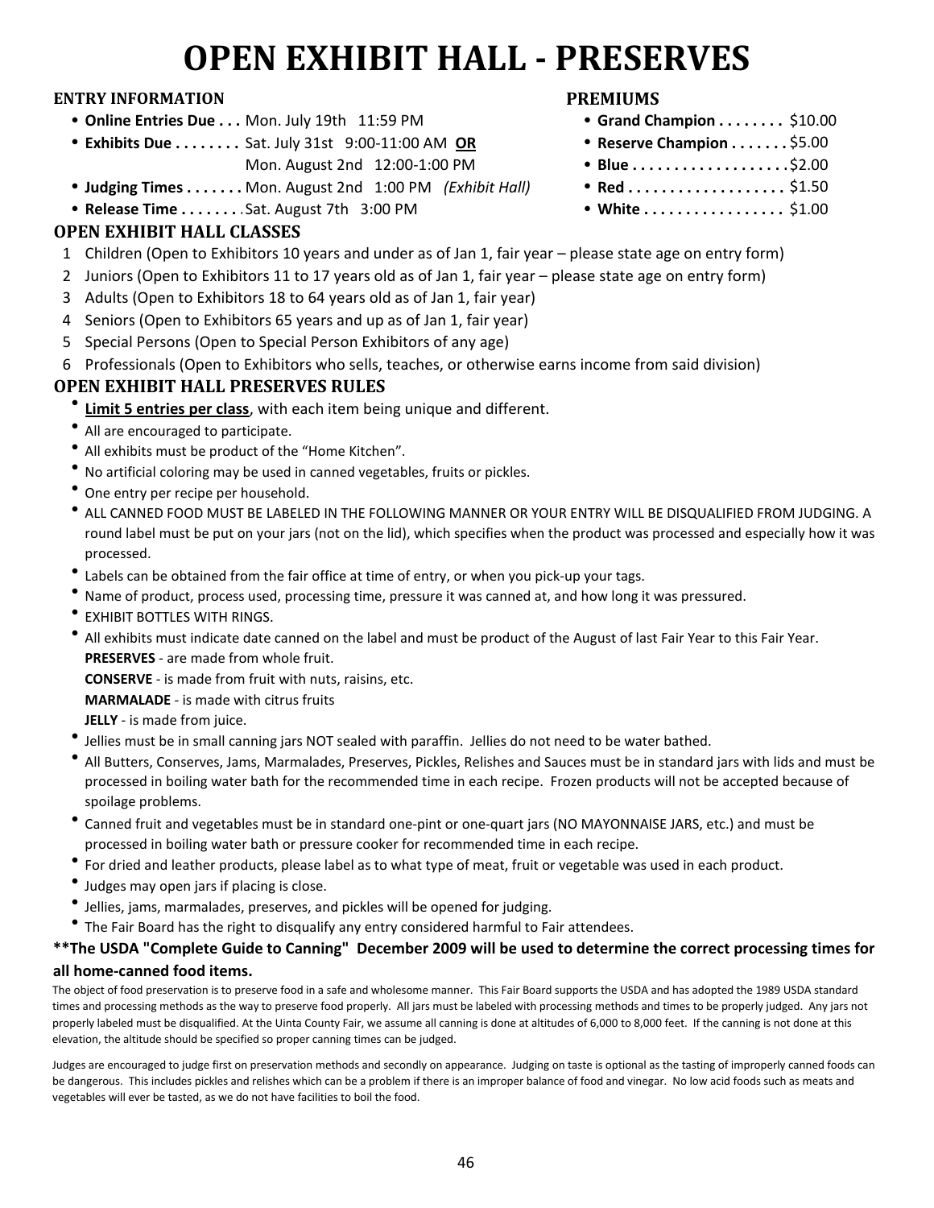# OPEN EXHIBIT HALL - PRESERVES

### ENTRY INFORMATION

- **Online Entries Due . . .** Mon. July 19th 11:59 PM
- **Exhibits Due . . . . . . . .** Sat. July 31st 9:00-11:00 AM **OR**
  Mon. August 2nd 12:00-1:00 PM
- **Judging Times . . . . . . .** Mon. August 2nd 1:00 PM *(Exhibit Hall)*
- **Release Time . . . . . . . .** Sat. August 7th 3:00 PM

### PREMIUMS

- **Grand Champion . . . . . . . .** $10.00
- **Reserve Champion . . . . . . .** $5.00
- **Blue . . . . . . . . . . . . . . . . . .** $2.00
- **Red . . . . . . . . . . . . . . . . . .** $1.50
- **White . . . . . . . . . . . . . . . .** $1.00

### OPEN EXHIBIT HALL CLASSES

1. Children (Open to Exhibitors 10 years and under as of Jan 1, fair year – please state age on entry form)
2. Juniors (Open to Exhibitors 11 to 17 years old as of Jan 1, fair year – please state age on entry form)
3. Adults (Open to Exhibitors 18 to 64 years old as of Jan 1, fair year)
4. Seniors (Open to Exhibitors 65 years and up as of Jan 1, fair year)
5. Special Persons (Open to Special Person Exhibitors of any age)
6. Professionals (Open to Exhibitors who sells, teaches, or otherwise earns income from said division)

### OPEN EXHIBIT HALL PRESERVES RULES

- **Limit 5 entries per class**, with each item being unique and different.
- All are encouraged to participate.
- All exhibits must be product of the "Home Kitchen".
- No artificial coloring may be used in canned vegetables, fruits or pickles.
- One entry per recipe per household.
- ALL CANNED FOOD MUST BE LABELED IN THE FOLLOWING MANNER OR YOUR ENTRY WILL BE DISQUALIFIED FROM JUDGING. A round label must be put on your jars (not on the lid), which specifies when the product was processed and especially how it was processed.
- Labels can be obtained from the fair office at time of entry, or when you pick-up your tags.
- Name of product, process used, processing time, pressure it was canned at, and how long it was pressured.
- EXHIBIT BOTTLES WITH RINGS.
- All exhibits must indicate date canned on the label and must be product of the August of last Fair Year to this Fair Year.
  **PRESERVES** - are made from whole fruit.
  **CONSERVE** - is made from fruit with nuts, raisins, etc.
  **MARMALADE** - is made with citrus fruits
  **JELLY** - is made from juice.
- Jellies must be in small canning jars NOT sealed with paraffin. Jellies do not need to be water bathed.
- All Butters, Conserves, Jams, Marmalades, Preserves, Pickles, Relishes and Sauces must be in standard jars with lids and must be processed in boiling water bath for the recommended time in each recipe. Frozen products will not be accepted because of spoilage problems.
- Canned fruit and vegetables must be in standard one-pint or one-quart jars (NO MAYONNAISE JARS, etc.) and must be processed in boiling water bath or pressure cooker for recommended time in each recipe.
- For dried and leather products, please label as to what type of meat, fruit or vegetable was used in each product.
- Judges may open jars if placing is close.
- Jellies, jams, marmalades, preserves, and pickles will be opened for judging.
- The Fair Board has the right to disqualify any entry considered harmful to Fair attendees.

**\*\*The USDA "Complete Guide to Canning" December 2009 will be used to determine the correct processing times for all home-canned food items.**

The object of food preservation is to preserve food in a safe and wholesome manner. This Fair Board supports the USDA and has adopted the 1989 USDA standard times and processing methods as the way to preserve food properly. All jars must be labeled with processing methods and times to be properly judged. Any jars not properly labeled must be disqualified. At the Uinta County Fair, we assume all canning is done at altitudes of 6,000 to 8,000 feet. If the canning is not done at this elevation, the altitude should be specified so proper canning times can be judged.

Judges are encouraged to judge first on preservation methods and secondly on appearance. Judging on taste is optional as the tasting of improperly canned foods can be dangerous. This includes pickles and relishes which can be a problem if there is an improper balance of food and vinegar. No low acid foods such as meats and vegetables will ever be tasted, as we do not have facilities to boil the food.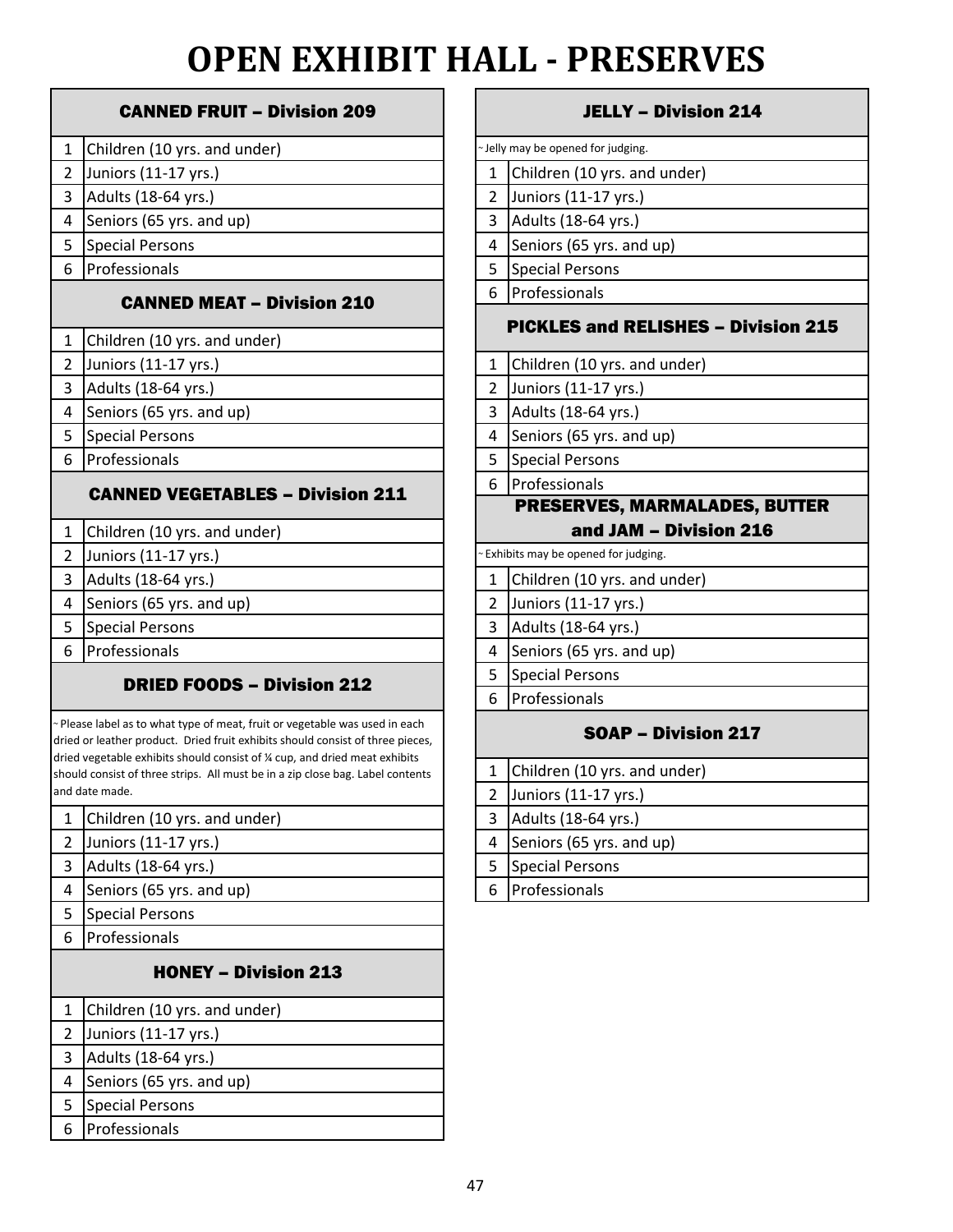# OPEN EXHIBIT HALL - PRESERVES

### CANNED FRUIT – Division 209

| | |
|---|---|
| 1 | Children (10 yrs. and under) |
| 2 | Juniors (11-17 yrs.) |
| 3 | Adults (18-64 yrs.) |
| 4 | Seniors (65 yrs. and up) |
| 5 | Special Persons |
| 6 | Professionals |

### CANNED MEAT – Division 210

| | |
|---|---|
| 1 | Children (10 yrs. and under) |
| 2 | Juniors (11-17 yrs.) |
| 3 | Adults (18-64 yrs.) |
| 4 | Seniors (65 yrs. and up) |
| 5 | Special Persons |
| 6 | Professionals |

### CANNED VEGETABLES – Division 211

| | |
|---|---|
| 1 | Children (10 yrs. and under) |
| 2 | Juniors (11-17 yrs.) |
| 3 | Adults (18-64 yrs.) |
| 4 | Seniors (65 yrs. and up) |
| 5 | Special Persons |
| 6 | Professionals |

### DRIED FOODS – Division 212

~ Please label as to what type of meat, fruit or vegetable was used in each dried or leather product. Dried fruit exhibits should consist of three pieces, dried vegetable exhibits should consist of ¼ cup, and dried meat exhibits should consist of three strips. All must be in a zip close bag. Label contents and date made.

| | |
|---|---|
| 1 | Children (10 yrs. and under) |
| 2 | Juniors (11-17 yrs.) |
| 3 | Adults (18-64 yrs.) |
| 4 | Seniors (65 yrs. and up) |
| 5 | Special Persons |
| 6 | Professionals |

### HONEY – Division 213

| | |
|---|---|
| 1 | Children (10 yrs. and under) |
| 2 | Juniors (11-17 yrs.) |
| 3 | Adults (18-64 yrs.) |
| 4 | Seniors (65 yrs. and up) |
| 5 | Special Persons |
| 6 | Professionals |

### JELLY – Division 214

~ Jelly may be opened for judging.

| | |
|---|---|
| 1 | Children (10 yrs. and under) |
| 2 | Juniors (11-17 yrs.) |
| 3 | Adults (18-64 yrs.) |
| 4 | Seniors (65 yrs. and up) |
| 5 | Special Persons |
| 6 | Professionals |

### PICKLES and RELISHES – Division 215

| | |
|---|---|
| 1 | Children (10 yrs. and under) |
| 2 | Juniors (11-17 yrs.) |
| 3 | Adults (18-64 yrs.) |
| 4 | Seniors (65 yrs. and up) |
| 5 | Special Persons |
| 6 | Professionals |

### PRESERVES, MARMALADES, BUTTER and JAM – Division 216

~ Exhibits may be opened for judging.

| | |
|---|---|
| 1 | Children (10 yrs. and under) |
| 2 | Juniors (11-17 yrs.) |
| 3 | Adults (18-64 yrs.) |
| 4 | Seniors (65 yrs. and up) |
| 5 | Special Persons |
| 6 | Professionals |

### SOAP – Division 217

| | |
|---|---|
| 1 | Children (10 yrs. and under) |
| 2 | Juniors (11-17 yrs.) |
| 3 | Adults (18-64 yrs.) |
| 4 | Seniors (65 yrs. and up) |
| 5 | Special Persons |
| 6 | Professionals |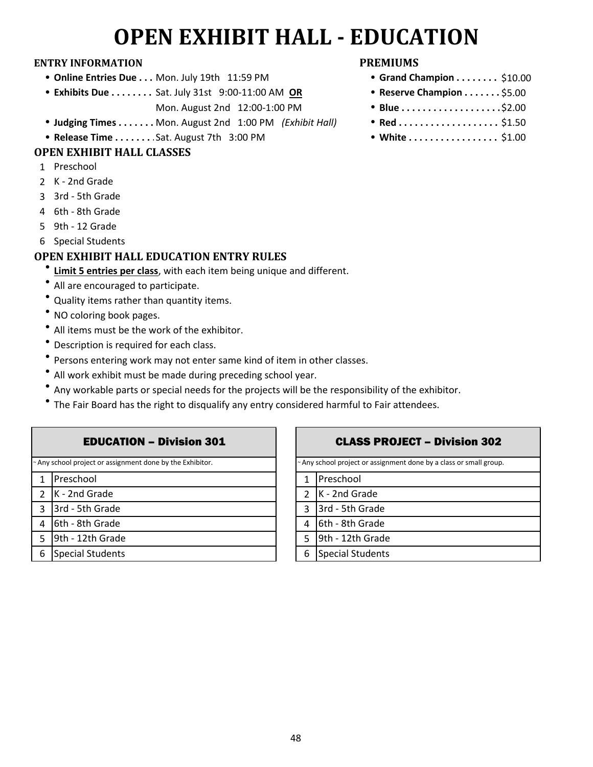# OPEN EXHIBIT HALL - EDUCATION

### ENTRY INFORMATION

- **Online Entries Due . . .** Mon. July 19th 11:59 PM
- **Exhibits Due . . . . . . . .** Sat. July 31st 9:00-11:00 AM **OR** Mon. August 2nd 12:00-1:00 PM
- **Judging Times . . . . . . .** Mon. August 2nd 1:00 PM *(Exhibit Hall)*
- **Release Time . . . . . . . .** Sat. August 7th 3:00 PM

### PREMIUMS

- **Grand Champion . . . . . . . .** $10.00
- **Reserve Champion . . . . . . .** $5.00
- **Blue . . . . . . . . . . . . . . . . . .** $2.00
- **Red . . . . . . . . . . . . . . . . . .** $1.50
- **White . . . . . . . . . . . . . . . . .** $1.00

### OPEN EXHIBIT HALL CLASSES

1 Preschool
2 K - 2nd Grade
3 3rd - 5th Grade
4 6th - 8th Grade
5 9th - 12 Grade
6 Special Students

### OPEN EXHIBIT HALL EDUCATION ENTRY RULES

- **Limit 5 entries per class**, with each item being unique and different.
- All are encouraged to participate.
- Quality items rather than quantity items.
- NO coloring book pages.
- All items must be the work of the exhibitor.
- Description is required for each class.
- Persons entering work may not enter same kind of item in other classes.
- All work exhibit must be made during preceding school year.
- Any workable parts or special needs for the projects will be the responsibility of the exhibitor.
- The Fair Board has the right to disqualify any entry considered harmful to Fair attendees.

| EDUCATION – Division 301 | |
|---|---|
| ~ Any school project or assignment done by the Exhibitor. | |
| 1 | Preschool |
| 2 | K - 2nd Grade |
| 3 | 3rd - 5th Grade |
| 4 | 6th - 8th Grade |
| 5 | 9th - 12th Grade |
| 6 | Special Students |

| CLASS PROJECT – Division 302 | |
|---|---|
| ~ Any school project or assignment done by a class or small group. | |
| 1 | Preschool |
| 2 | K - 2nd Grade |
| 3 | 3rd - 5th Grade |
| 4 | 6th - 8th Grade |
| 5 | 9th - 12th Grade |
| 6 | Special Students |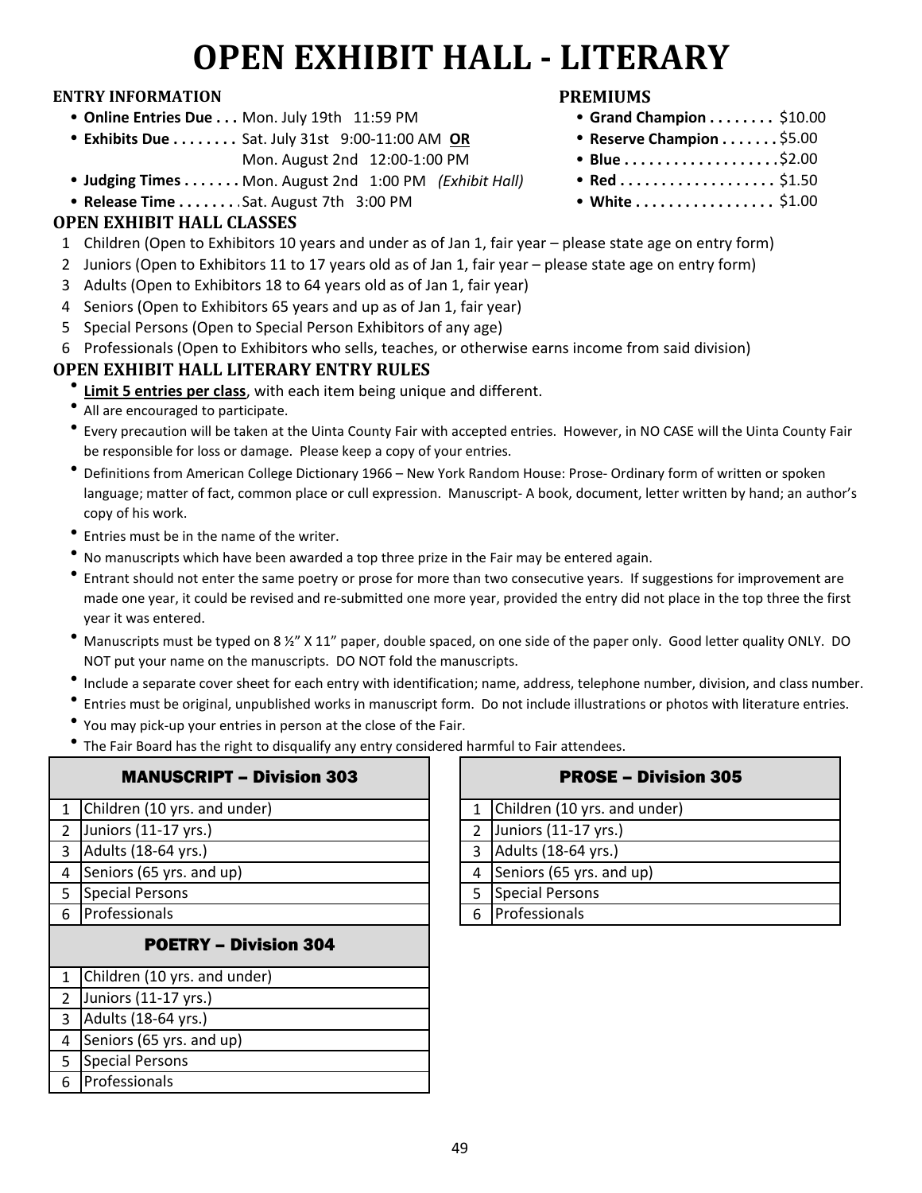# OPEN EXHIBIT HALL - LITERARY

## ENTRY INFORMATION

- **Online Entries Due . . .** Mon. July 19th 11:59 PM
- **Exhibits Due . . . . . . . .** Sat. July 31st 9:00-11:00 AM **OR** Mon. August 2nd 12:00-1:00 PM
- **Judging Times . . . . . . .** Mon. August 2nd 1:00 PM *(Exhibit Hall)*
- **Release Time . . . . . . . .** Sat. August 7th 3:00 PM

## PREMIUMS

- **Grand Champion . . . . . . . .** $10.00
- **Reserve Champion . . . . . . .** $5.00
- **Blue . . . . . . . . . . . . . . . . . .** $2.00
- **Red . . . . . . . . . . . . . . . . . .** $1.50
- **White . . . . . . . . . . . . . . . .** $1.00

## OPEN EXHIBIT HALL CLASSES

1. Children (Open to Exhibitors 10 years and under as of Jan 1, fair year – please state age on entry form)
2. Juniors (Open to Exhibitors 11 to 17 years old as of Jan 1, fair year – please state age on entry form)
3. Adults (Open to Exhibitors 18 to 64 years old as of Jan 1, fair year)
4. Seniors (Open to Exhibitors 65 years and up as of Jan 1, fair year)
5. Special Persons (Open to Special Person Exhibitors of any age)
6. Professionals (Open to Exhibitors who sells, teaches, or otherwise earns income from said division)

## OPEN EXHIBIT HALL LITERARY ENTRY RULES

- **Limit 5 entries per class**, with each item being unique and different.
- All are encouraged to participate.
- Every precaution will be taken at the Uinta County Fair with accepted entries. However, in NO CASE will the Uinta County Fair be responsible for loss or damage. Please keep a copy of your entries.
- Definitions from American College Dictionary 1966 – New York Random House: Prose- Ordinary form of written or spoken language; matter of fact, common place or cull expression. Manuscript- A book, document, letter written by hand; an author's copy of his work.
- Entries must be in the name of the writer.
- No manuscripts which have been awarded a top three prize in the Fair may be entered again.
- Entrant should not enter the same poetry or prose for more than two consecutive years. If suggestions for improvement are made one year, it could be revised and re-submitted one more year, provided the entry did not place in the top three the first year it was entered.
- Manuscripts must be typed on 8 ½" X 11" paper, double spaced, on one side of the paper only. Good letter quality ONLY. DO NOT put your name on the manuscripts. DO NOT fold the manuscripts.
- Include a separate cover sheet for each entry with identification; name, address, telephone number, division, and class number.
- Entries must be original, unpublished works in manuscript form. Do not include illustrations or photos with literature entries.
- You may pick-up your entries in person at the close of the Fair.
- The Fair Board has the right to disqualify any entry considered harmful to Fair attendees.

| MANUSCRIPT – Division 303 | |
|---|---|
| 1 | Children (10 yrs. and under) |
| 2 | Juniors (11-17 yrs.) |
| 3 | Adults (18-64 yrs.) |
| 4 | Seniors (65 yrs. and up) |
| 5 | Special Persons |
| 6 | Professionals |

| POETRY – Division 304 | |
|---|---|
| 1 | Children (10 yrs. and under) |
| 2 | Juniors (11-17 yrs.) |
| 3 | Adults (18-64 yrs.) |
| 4 | Seniors (65 yrs. and up) |
| 5 | Special Persons |
| 6 | Professionals |

| PROSE – Division 305 | |
|---|---|
| 1 | Children (10 yrs. and under) |
| 2 | Juniors (11-17 yrs.) |
| 3 | Adults (18-64 yrs.) |
| 4 | Seniors (65 yrs. and up) |
| 5 | Special Persons |
| 6 | Professionals |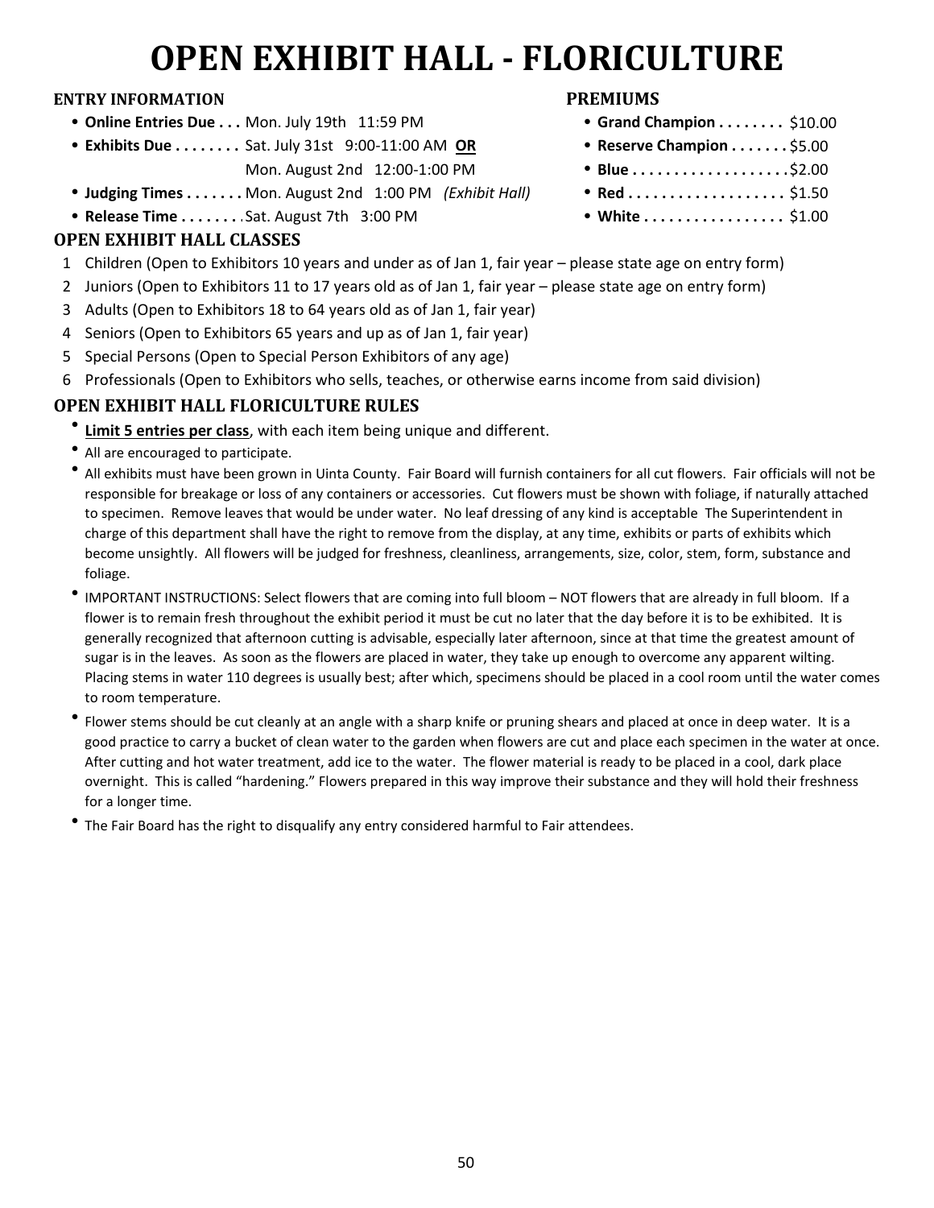# OPEN EXHIBIT HALL - FLORICULTURE

### ENTRY INFORMATION

- **Online Entries Due . . .** Mon. July 19th 11:59 PM
- **Exhibits Due . . . . . . . .** Sat. July 31st 9:00-11:00 AM **OR**
  Mon. August 2nd 12:00-1:00 PM
- **Judging Times . . . . . . .** Mon. August 2nd 1:00 PM *(Exhibit Hall)*
- **Release Time . . . . . . . .** Sat. August 7th 3:00 PM

### PREMIUMS

- **Grand Champion . . . . . . . .** $10.00
- **Reserve Champion . . . . . . .** $5.00
- **Blue . . . . . . . . . . . . . . . . . . .** $2.00
- **Red . . . . . . . . . . . . . . . . . . .** $1.50
- **White . . . . . . . . . . . . . . . . .** $1.00

### OPEN EXHIBIT HALL CLASSES

1. Children (Open to Exhibitors 10 years and under as of Jan 1, fair year – please state age on entry form)
2. Juniors (Open to Exhibitors 11 to 17 years old as of Jan 1, fair year – please state age on entry form)
3. Adults (Open to Exhibitors 18 to 64 years old as of Jan 1, fair year)
4. Seniors (Open to Exhibitors 65 years and up as of Jan 1, fair year)
5. Special Persons (Open to Special Person Exhibitors of any age)
6. Professionals (Open to Exhibitors who sells, teaches, or otherwise earns income from said division)

### OPEN EXHIBIT HALL FLORICULTURE RULES

- **Limit 5 entries per class**, with each item being unique and different.
- All are encouraged to participate.
- All exhibits must have been grown in Uinta County. Fair Board will furnish containers for all cut flowers. Fair officials will not be responsible for breakage or loss of any containers or accessories. Cut flowers must be shown with foliage, if naturally attached to specimen. Remove leaves that would be under water. No leaf dressing of any kind is acceptable The Superintendent in charge of this department shall have the right to remove from the display, at any time, exhibits or parts of exhibits which become unsightly. All flowers will be judged for freshness, cleanliness, arrangements, size, color, stem, form, substance and foliage.
- IMPORTANT INSTRUCTIONS: Select flowers that are coming into full bloom – NOT flowers that are already in full bloom. If a flower is to remain fresh throughout the exhibit period it must be cut no later that the day before it is to be exhibited. It is generally recognized that afternoon cutting is advisable, especially later afternoon, since at that time the greatest amount of sugar is in the leaves. As soon as the flowers are placed in water, they take up enough to overcome any apparent wilting. Placing stems in water 110 degrees is usually best; after which, specimens should be placed in a cool room until the water comes to room temperature.
- Flower stems should be cut cleanly at an angle with a sharp knife or pruning shears and placed at once in deep water. It is a good practice to carry a bucket of clean water to the garden when flowers are cut and place each specimen in the water at once. After cutting and hot water treatment, add ice to the water. The flower material is ready to be placed in a cool, dark place overnight. This is called "hardening." Flowers prepared in this way improve their substance and they will hold their freshness for a longer time.
- The Fair Board has the right to disqualify any entry considered harmful to Fair attendees.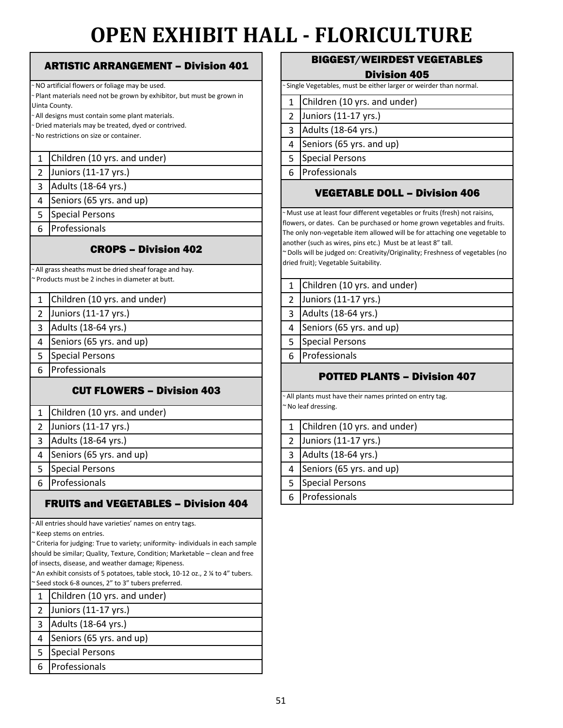# OPEN EXHIBIT HALL - FLORICULTURE

## ARTISTIC ARRANGEMENT – Division 401

~ NO artificial flowers or foliage may be used.
~ Plant materials need not be grown by exhibitor, but must be grown in Uinta County.
~ All designs must contain some plant materials.
~ Dried materials may be treated, dyed or contrived.
~ No restrictions on size or container.

| | |
|---|---|
| 1 | Children (10 yrs. and under) |
| 2 | Juniors (11-17 yrs.) |
| 3 | Adults (18-64 yrs.) |
| 4 | Seniors (65 yrs. and up) |
| 5 | Special Persons |
| 6 | Professionals |

## CROPS – Division 402

~ All grass sheaths must be dried sheaf forage and hay.
~ Products must be 2 inches in diameter at butt.

| | |
|---|---|
| 1 | Children (10 yrs. and under) |
| 2 | Juniors (11-17 yrs.) |
| 3 | Adults (18-64 yrs.) |
| 4 | Seniors (65 yrs. and up) |
| 5 | Special Persons |
| 6 | Professionals |

## CUT FLOWERS – Division 403

| | |
|---|---|
| 1 | Children (10 yrs. and under) |
| 2 | Juniors (11-17 yrs.) |
| 3 | Adults (18-64 yrs.) |
| 4 | Seniors (65 yrs. and up) |
| 5 | Special Persons |
| 6 | Professionals |

## FRUITS and VEGETABLES – Division 404

~ All entries should have varieties' names on entry tags.
~ Keep stems on entries.
~ Criteria for judging: True to variety; uniformity- individuals in each sample should be similar; Quality, Texture, Condition; Marketable – clean and free of insects, disease, and weather damage; Ripeness.
~ An exhibit consists of 5 potatoes, table stock, 10-12 oz., 2 ¼ to 4" tubers.
~ Seed stock 6-8 ounces, 2" to 3" tubers preferred.

| | |
|---|---|
| 1 | Children (10 yrs. and under) |
| 2 | Juniors (11-17 yrs.) |
| 3 | Adults (18-64 yrs.) |
| 4 | Seniors (65 yrs. and up) |
| 5 | Special Persons |
| 6 | Professionals |

## BIGGEST/WEIRDEST VEGETABLES Division 405

~ Single Vegetables, must be either larger or weirder than normal.

| | |
|---|---|
| 1 | Children (10 yrs. and under) |
| 2 | Juniors (11-17 yrs.) |
| 3 | Adults (18-64 yrs.) |
| 4 | Seniors (65 yrs. and up) |
| 5 | Special Persons |
| 6 | Professionals |

## VEGETABLE DOLL – Division 406

~ Must use at least four different vegetables or fruits (fresh) not raisins, flowers, or dates. Can be purchased or home grown vegetables and fruits. The only non-vegetable item allowed will be for attaching one vegetable to another (such as wires, pins etc.) Must be at least 8" tall.
~ Dolls will be judged on: Creativity/Originality; Freshness of vegetables (no dried fruit); Vegetable Suitability.

| | |
|---|---|
| 1 | Children (10 yrs. and under) |
| 2 | Juniors (11-17 yrs.) |
| 3 | Adults (18-64 yrs.) |
| 4 | Seniors (65 yrs. and up) |
| 5 | Special Persons |
| 6 | Professionals |

## POTTED PLANTS – Division 407

~ All plants must have their names printed on entry tag.
~ No leaf dressing.

| | |
|---|---|
| 1 | Children (10 yrs. and under) |
| 2 | Juniors (11-17 yrs.) |
| 3 | Adults (18-64 yrs.) |
| 4 | Seniors (65 yrs. and up) |
| 5 | Special Persons |
| 6 | Professionals |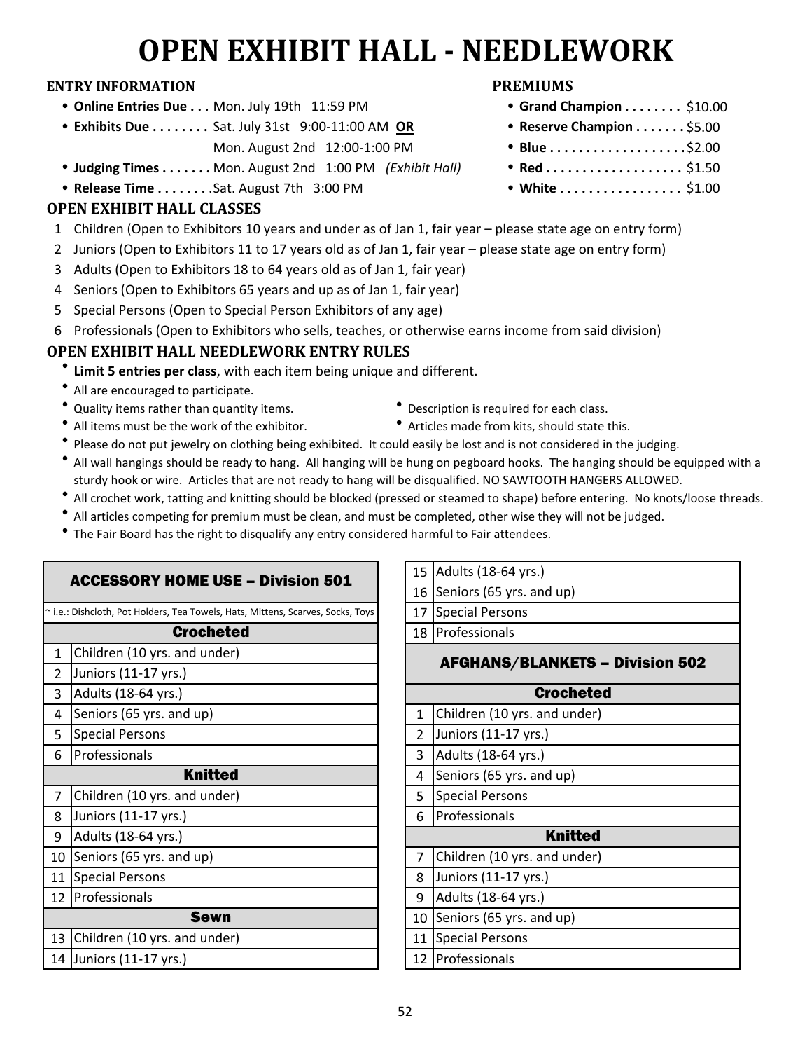# OPEN EXHIBIT HALL - NEEDLEWORK

### ENTRY INFORMATION

- **Online Entries Due . . .** Mon. July 19th 11:59 PM
- **Exhibits Due . . . . . . . .** Sat. July 31st 9:00-11:00 AM **OR** Mon. August 2nd 12:00-1:00 PM
- **Judging Times . . . . . . .** Mon. August 2nd 1:00 PM *(Exhibit Hall)*
- **Release Time . . . . . . .** Sat. August 7th 3:00 PM

### PREMIUMS

- **Grand Champion . . . . . . . .** $10.00
- **Reserve Champion . . . . . . .** $5.00
- **Blue . . . . . . . . . . . . . . . . . .** $2.00
- **Red . . . . . . . . . . . . . . . . . .** $1.50
- **White . . . . . . . . . . . . . . . .** $1.00

### OPEN EXHIBIT HALL CLASSES

1 Children (Open to Exhibitors 10 years and under as of Jan 1, fair year – please state age on entry form)
2 Juniors (Open to Exhibitors 11 to 17 years old as of Jan 1, fair year – please state age on entry form)
3 Adults (Open to Exhibitors 18 to 64 years old as of Jan 1, fair year)
4 Seniors (Open to Exhibitors 65 years and up as of Jan 1, fair year)
5 Special Persons (Open to Special Person Exhibitors of any age)
6 Professionals (Open to Exhibitors who sells, teaches, or otherwise earns income from said division)

### OPEN EXHIBIT HALL NEEDLEWORK ENTRY RULES

- **Limit 5 entries per class**, with each item being unique and different.
- All are encouraged to participate.
- Quality items rather than quantity items.
- Description is required for each class.
- All items must be the work of the exhibitor.
- Articles made from kits, should state this.
- Please do not put jewelry on clothing being exhibited. It could easily be lost and is not considered in the judging.
- All wall hangings should be ready to hang. All hanging will be hung on pegboard hooks. The hanging should be equipped with a sturdy hook or wire. Articles that are not ready to hang will be disqualified. NO SAWTOOTH HANGERS ALLOWED.
- All crochet work, tatting and knitting should be blocked (pressed or steamed to shape) before entering. No knots/loose threads.
- All articles competing for premium must be clean, and must be completed, other wise they will not be judged.
- The Fair Board has the right to disqualify any entry considered harmful to Fair attendees.

| ACCESSORY HOME USE – Division 501 | |
|---|---|
| ~ i.e.: Dishcloth, Pot Holders, Tea Towels, Hats, Mittens, Scarves, Socks, Toys | |
| **Crocheted** | |
| 1 | Children (10 yrs. and under) |
| 2 | Juniors (11-17 yrs.) |
| 3 | Adults (18-64 yrs.) |
| 4 | Seniors (65 yrs. and up) |
| 5 | Special Persons |
| 6 | Professionals |
| **Knitted** | |
| 7 | Children (10 yrs. and under) |
| 8 | Juniors (11-17 yrs.) |
| 9 | Adults (18-64 yrs.) |
| 10 | Seniors (65 yrs. and up) |
| 11 | Special Persons |
| 12 | Professionals |
| **Sewn** | |
| 13 | Children (10 yrs. and under) |
| 14 | Juniors (11-17 yrs.) |
| 15 | Adults (18-64 yrs.) |
| 16 | Seniors (65 yrs. and up) |
| 17 | Special Persons |
| 18 | Professionals |

| AFGHANS/BLANKETS – Division 502 | |
|---|---|
| **Crocheted** | |
| 1 | Children (10 yrs. and under) |
| 2 | Juniors (11-17 yrs.) |
| 3 | Adults (18-64 yrs.) |
| 4 | Seniors (65 yrs. and up) |
| 5 | Special Persons |
| 6 | Professionals |
| **Knitted** | |
| 7 | Children (10 yrs. and under) |
| 8 | Juniors (11-17 yrs.) |
| 9 | Adults (18-64 yrs.) |
| 10 | Seniors (65 yrs. and up) |
| 11 | Special Persons |
| 12 | Professionals |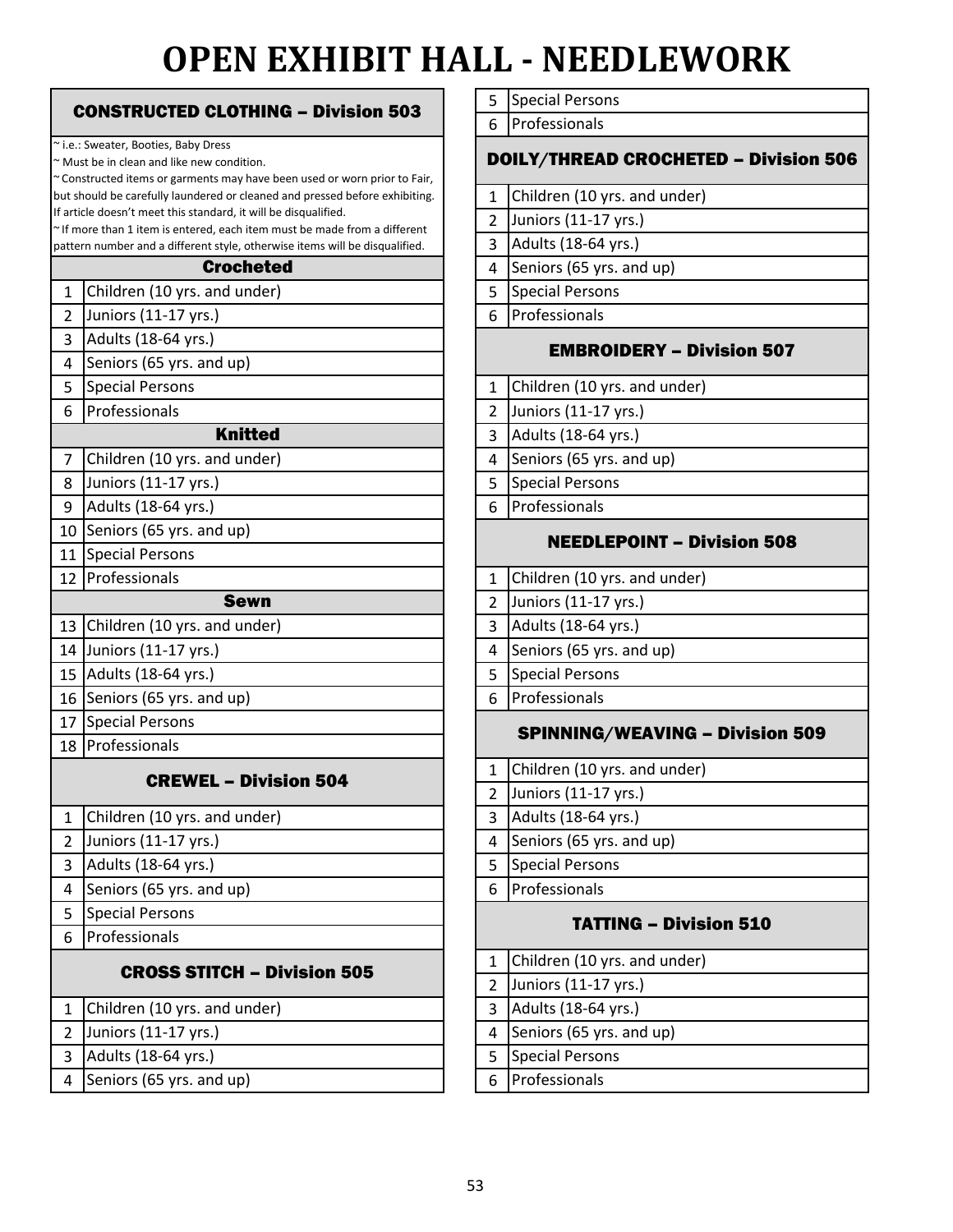# OPEN EXHIBIT HALL - NEEDLEWORK

## CONSTRUCTED CLOTHING – Division 503

~ i.e.: Sweater, Booties, Baby Dress
~ Must be in clean and like new condition.
~ Constructed items or garments may have been used or worn prior to Fair, but should be carefully laundered or cleaned and pressed before exhibiting. If article doesn't meet this standard, it will be disqualified.
~ If more than 1 item is entered, each item must be made from a different pattern number and a different style, otherwise items will be disqualified.

| | Crocheted |
|---|---|
| 1 | Children (10 yrs. and under) |
| 2 | Juniors (11-17 yrs.) |
| 3 | Adults (18-64 yrs.) |
| 4 | Seniors (65 yrs. and up) |
| 5 | Special Persons |
| 6 | Professionals |
| | **Knitted** |
| 7 | Children (10 yrs. and under) |
| 8 | Juniors (11-17 yrs.) |
| 9 | Adults (18-64 yrs.) |
| 10 | Seniors (65 yrs. and up) |
| 11 | Special Persons |
| 12 | Professionals |
| | **Sewn** |
| 13 | Children (10 yrs. and under) |
| 14 | Juniors (11-17 yrs.) |
| 15 | Adults (18-64 yrs.) |
| 16 | Seniors (65 yrs. and up) |
| 17 | Special Persons |
| 18 | Professionals |

## CREWEL – Division 504

| | |
|---|---|
| 1 | Children (10 yrs. and under) |
| 2 | Juniors (11-17 yrs.) |
| 3 | Adults (18-64 yrs.) |
| 4 | Seniors (65 yrs. and up) |
| 5 | Special Persons |
| 6 | Professionals |

## CROSS STITCH – Division 505

| | |
|---|---|
| 1 | Children (10 yrs. and under) |
| 2 | Juniors (11-17 yrs.) |
| 3 | Adults (18-64 yrs.) |
| 4 | Seniors (65 yrs. and up) |
| 5 | Special Persons |
| 6 | Professionals |

## DOILY/THREAD CROCHETED – Division 506

| | |
|---|---|
| 1 | Children (10 yrs. and under) |
| 2 | Juniors (11-17 yrs.) |
| 3 | Adults (18-64 yrs.) |
| 4 | Seniors (65 yrs. and up) |
| 5 | Special Persons |
| 6 | Professionals |

## EMBROIDERY – Division 507

| | |
|---|---|
| 1 | Children (10 yrs. and under) |
| 2 | Juniors (11-17 yrs.) |
| 3 | Adults (18-64 yrs.) |
| 4 | Seniors (65 yrs. and up) |
| 5 | Special Persons |
| 6 | Professionals |

## NEEDLEPOINT – Division 508

| | |
|---|---|
| 1 | Children (10 yrs. and under) |
| 2 | Juniors (11-17 yrs.) |
| 3 | Adults (18-64 yrs.) |
| 4 | Seniors (65 yrs. and up) |
| 5 | Special Persons |
| 6 | Professionals |

## SPINNING/WEAVING – Division 509

| | |
|---|---|
| 1 | Children (10 yrs. and under) |
| 2 | Juniors (11-17 yrs.) |
| 3 | Adults (18-64 yrs.) |
| 4 | Seniors (65 yrs. and up) |
| 5 | Special Persons |
| 6 | Professionals |

## TATTING – Division 510

| | |
|---|---|
| 1 | Children (10 yrs. and under) |
| 2 | Juniors (11-17 yrs.) |
| 3 | Adults (18-64 yrs.) |
| 4 | Seniors (65 yrs. and up) |
| 5 | Special Persons |
| 6 | Professionals |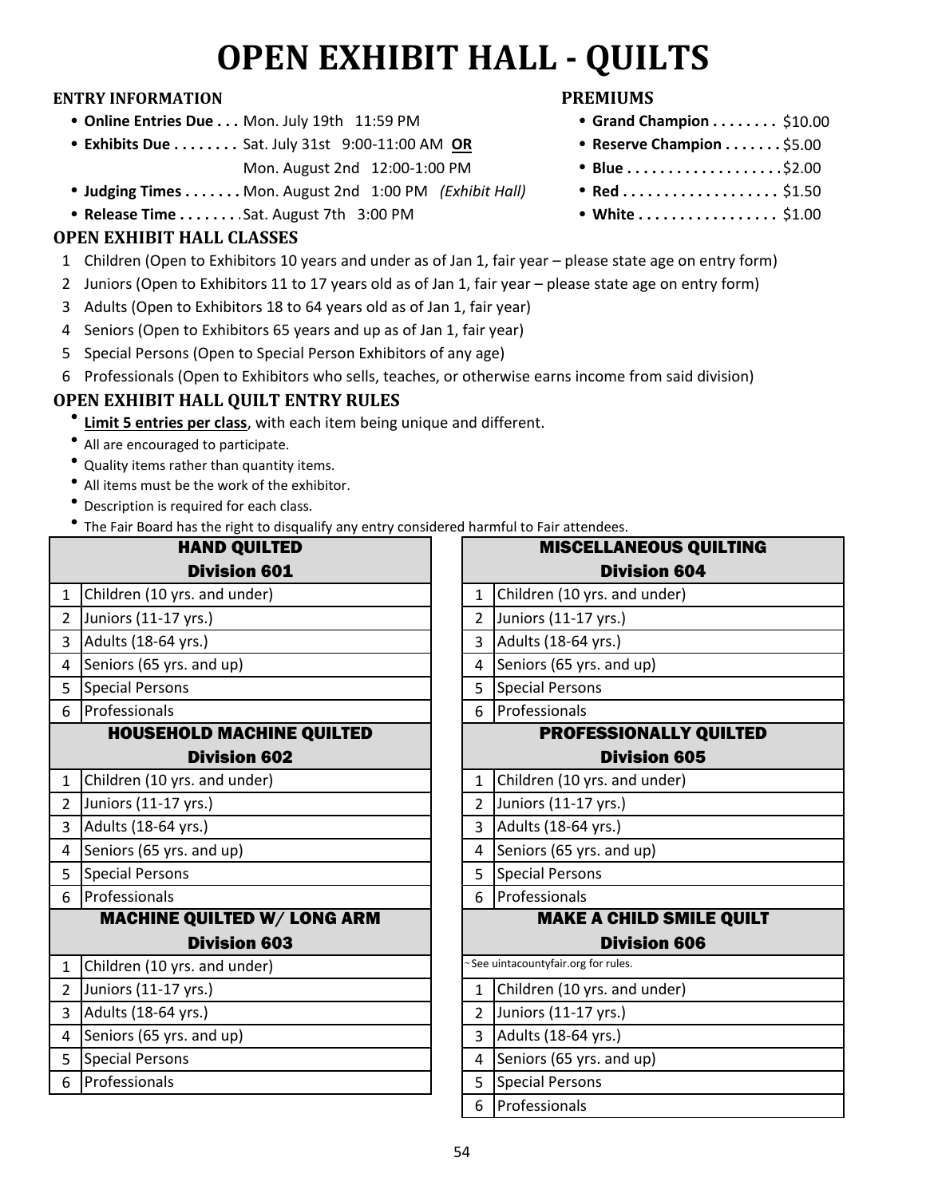# OPEN EXHIBIT HALL - QUILTS

### ENTRY INFORMATION

- **Online Entries Due . . .** Mon. July 19th 11:59 PM
- **Exhibits Due . . . . . . . .** Sat. July 31st 9:00-11:00 AM **OR** Mon. August 2nd 12:00-1:00 PM
- **Judging Times . . . . . . .** Mon. August 2nd 1:00 PM *(Exhibit Hall)*
- **Release Time . . . . . . .** Sat. August 7th 3:00 PM

### PREMIUMS

- **Grand Champion . . . . . . . .** $10.00
- **Reserve Champion . . . . . . .** $5.00
- **Blue . . . . . . . . . . . . . . . . . .** $2.00
- **Red . . . . . . . . . . . . . . . . . .** $1.50
- **White . . . . . . . . . . . . . . . .** $1.00

### OPEN EXHIBIT HALL CLASSES

1. Children (Open to Exhibitors 10 years and under as of Jan 1, fair year – please state age on entry form)
2. Juniors (Open to Exhibitors 11 to 17 years old as of Jan 1, fair year – please state age on entry form)
3. Adults (Open to Exhibitors 18 to 64 years old as of Jan 1, fair year)
4. Seniors (Open to Exhibitors 65 years and up as of Jan 1, fair year)
5. Special Persons (Open to Special Person Exhibitors of any age)
6. Professionals (Open to Exhibitors who sells, teaches, or otherwise earns income from said division)

### OPEN EXHIBIT HALL QUILT ENTRY RULES

- **Limit 5 entries per class**, with each item being unique and different.
- All are encouraged to participate.
- Quality items rather than quantity items.
- All items must be the work of the exhibitor.
- Description is required for each class.
- The Fair Board has the right to disqualify any entry considered harmful to Fair attendees.

| HAND QUILTED Division 601 | |
|---|---|
| 1 | Children (10 yrs. and under) |
| 2 | Juniors (11-17 yrs.) |
| 3 | Adults (18-64 yrs.) |
| 4 | Seniors (65 yrs. and up) |
| 5 | Special Persons |
| 6 | Professionals |

| HOUSEHOLD MACHINE QUILTED Division 602 | |
|---|---|
| 1 | Children (10 yrs. and under) |
| 2 | Juniors (11-17 yrs.) |
| 3 | Adults (18-64 yrs.) |
| 4 | Seniors (65 yrs. and up) |
| 5 | Special Persons |
| 6 | Professionals |

| MACHINE QUILTED W/ LONG ARM Division 603 | |
|---|---|
| 1 | Children (10 yrs. and under) |
| 2 | Juniors (11-17 yrs.) |
| 3 | Adults (18-64 yrs.) |
| 4 | Seniors (65 yrs. and up) |
| 5 | Special Persons |
| 6 | Professionals |

| MISCELLANEOUS QUILTING Division 604 | |
|---|---|
| 1 | Children (10 yrs. and under) |
| 2 | Juniors (11-17 yrs.) |
| 3 | Adults (18-64 yrs.) |
| 4 | Seniors (65 yrs. and up) |
| 5 | Special Persons |
| 6 | Professionals |

| PROFESSIONALLY QUILTED Division 605 | |
|---|---|
| 1 | Children (10 yrs. and under) |
| 2 | Juniors (11-17 yrs.) |
| 3 | Adults (18-64 yrs.) |
| 4 | Seniors (65 yrs. and up) |
| 5 | Special Persons |
| 6 | Professionals |

| MAKE A CHILD SMILE QUILT Division 606 | |
|---|---|
| ~ See uintacountyfair.org for rules. | |
| 1 | Children (10 yrs. and under) |
| 2 | Juniors (11-17 yrs.) |
| 3 | Adults (18-64 yrs.) |
| 4 | Seniors (65 yrs. and up) |
| 5 | Special Persons |
| 6 | Professionals |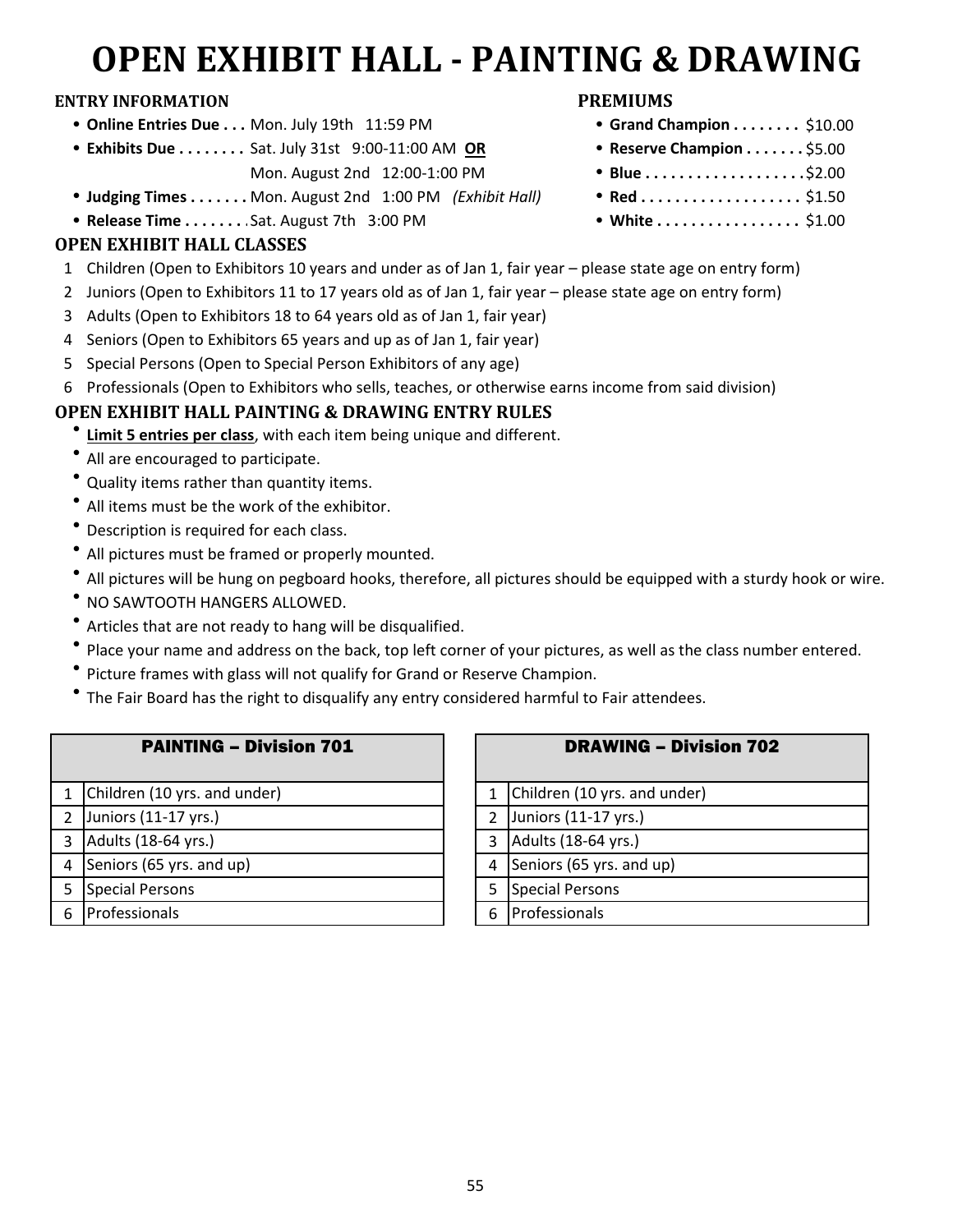# OPEN EXHIBIT HALL - PAINTING & DRAWING

### ENTRY INFORMATION

- **Online Entries Due . . .** Mon. July 19th 11:59 PM
- **Exhibits Due . . . . . . . .** Sat. July 31st 9:00-11:00 AM **OR** Mon. August 2nd 12:00-1:00 PM
- **Judging Times . . . . . . .** Mon. August 2nd 1:00 PM *(Exhibit Hall)*
- **Release Time . . . . . . . .** Sat. August 7th 3:00 PM

### PREMIUMS

- **Grand Champion . . . . . . . .** $10.00
- **Reserve Champion . . . . . . .** $5.00
- **Blue . . . . . . . . . . . . . . . . . .** $2.00
- **Red . . . . . . . . . . . . . . . . . .** $1.50
- **White . . . . . . . . . . . . . . . .** $1.00

### OPEN EXHIBIT HALL CLASSES

1. Children (Open to Exhibitors 10 years and under as of Jan 1, fair year – please state age on entry form)
2. Juniors (Open to Exhibitors 11 to 17 years old as of Jan 1, fair year – please state age on entry form)
3. Adults (Open to Exhibitors 18 to 64 years old as of Jan 1, fair year)
4. Seniors (Open to Exhibitors 65 years and up as of Jan 1, fair year)
5. Special Persons (Open to Special Person Exhibitors of any age)
6. Professionals (Open to Exhibitors who sells, teaches, or otherwise earns income from said division)

### OPEN EXHIBIT HALL PAINTING & DRAWING ENTRY RULES

- **Limit 5 entries per class**, with each item being unique and different.
- All are encouraged to participate.
- Quality items rather than quantity items.
- All items must be the work of the exhibitor.
- Description is required for each class.
- All pictures must be framed or properly mounted.
- All pictures will be hung on pegboard hooks, therefore, all pictures should be equipped with a sturdy hook or wire.
- NO SAWTOOTH HANGERS ALLOWED.
- Articles that are not ready to hang will be disqualified.
- Place your name and address on the back, top left corner of your pictures, as well as the class number entered.
- Picture frames with glass will not qualify for Grand or Reserve Champion.
- The Fair Board has the right to disqualify any entry considered harmful to Fair attendees.

| PAINTING – Division 701 | |
|---|---|
| 1 | Children (10 yrs. and under) |
| 2 | Juniors (11-17 yrs.) |
| 3 | Adults (18-64 yrs.) |
| 4 | Seniors (65 yrs. and up) |
| 5 | Special Persons |
| 6 | Professionals |

| DRAWING – Division 702 | |
|---|---|
| 1 | Children (10 yrs. and under) |
| 2 | Juniors (11-17 yrs.) |
| 3 | Adults (18-64 yrs.) |
| 4 | Seniors (65 yrs. and up) |
| 5 | Special Persons |
| 6 | Professionals |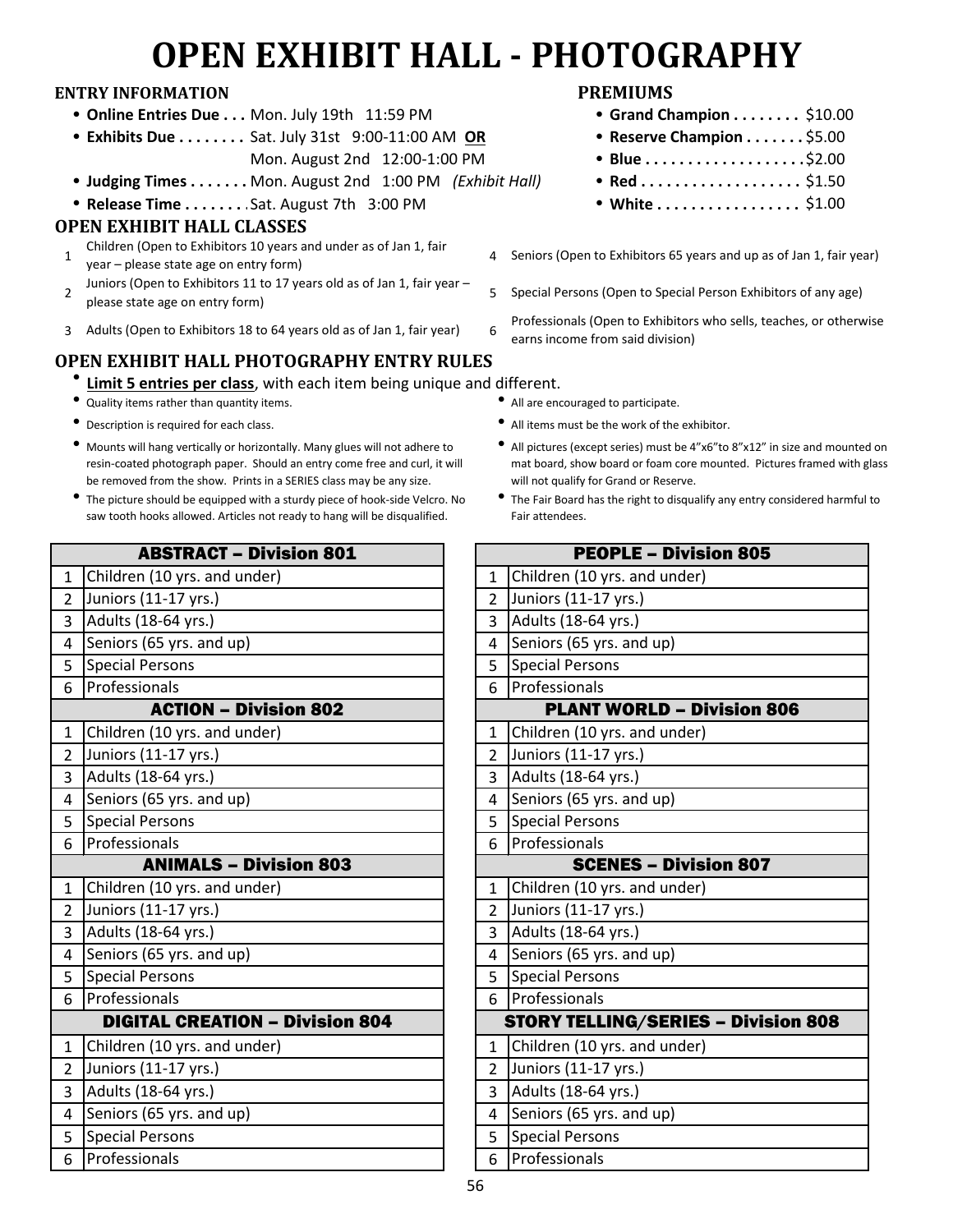# OPEN EXHIBIT HALL - PHOTOGRAPHY

### ENTRY INFORMATION

- **Online Entries Due . . .** Mon. July 19th 11:59 PM
- **Exhibits Due . . . . . . . .** Sat. July 31st 9:00-11:00 AM **OR** Mon. August 2nd 12:00-1:00 PM
- **Judging Times . . . . . . .** Mon. August 2nd 1:00 PM *(Exhibit Hall)*
- **Release Time . . . . . . . .** Sat. August 7th 3:00 PM

### PREMIUMS

- **Grand Champion . . . . . . . .** $10.00
- **Reserve Champion . . . . . . .** $5.00
- **Blue . . . . . . . . . . . . . . . . . .** $2.00
- **Red . . . . . . . . . . . . . . . . . .** $1.50
- **White . . . . . . . . . . . . . . . .** $1.00

### OPEN EXHIBIT HALL CLASSES

1. Children (Open to Exhibitors 10 years and under as of Jan 1, fair year – please state age on entry form)
2. Juniors (Open to Exhibitors 11 to 17 years old as of Jan 1, fair year – please state age on entry form)
3. Adults (Open to Exhibitors 18 to 64 years old as of Jan 1, fair year)
4. Seniors (Open to Exhibitors 65 years and up as of Jan 1, fair year)
5. Special Persons (Open to Special Person Exhibitors of any age)
6. Professionals (Open to Exhibitors who sells, teaches, or otherwise earns income from said division)

### OPEN EXHIBIT HALL PHOTOGRAPHY ENTRY RULES

- **Limit 5 entries per class**, with each item being unique and different.
- Quality items rather than quantity items.
- Description is required for each class.
- Mounts will hang vertically or horizontally. Many glues will not adhere to resin-coated photograph paper. Should an entry come free and curl, it will be removed from the show. Prints in a SERIES class may be any size.
- The picture should be equipped with a sturdy piece of hook-side Velcro. No saw tooth hooks allowed. Articles not ready to hang will be disqualified.
- All are encouraged to participate.
- All items must be the work of the exhibitor.
- All pictures (except series) must be 4"x6"to 8"x12" in size and mounted on mat board, show board or foam core mounted. Pictures framed with glass will not qualify for Grand or Reserve.
- The Fair Board has the right to disqualify any entry considered harmful to Fair attendees.

| | ABSTRACT – Division 801 |
|---|---|
| 1 | Children (10 yrs. and under) |
| 2 | Juniors (11-17 yrs.) |
| 3 | Adults (18-64 yrs.) |
| 4 | Seniors (65 yrs. and up) |
| 5 | Special Persons |
| 6 | Professionals |

| | ACTION – Division 802 |
|---|---|
| 1 | Children (10 yrs. and under) |
| 2 | Juniors (11-17 yrs.) |
| 3 | Adults (18-64 yrs.) |
| 4 | Seniors (65 yrs. and up) |
| 5 | Special Persons |
| 6 | Professionals |

| | ANIMALS – Division 803 |
|---|---|
| 1 | Children (10 yrs. and under) |
| 2 | Juniors (11-17 yrs.) |
| 3 | Adults (18-64 yrs.) |
| 4 | Seniors (65 yrs. and up) |
| 5 | Special Persons |
| 6 | Professionals |

| | DIGITAL CREATION – Division 804 |
|---|---|
| 1 | Children (10 yrs. and under) |
| 2 | Juniors (11-17 yrs.) |
| 3 | Adults (18-64 yrs.) |
| 4 | Seniors (65 yrs. and up) |
| 5 | Special Persons |
| 6 | Professionals |

| | PEOPLE – Division 805 |
|---|---|
| 1 | Children (10 yrs. and under) |
| 2 | Juniors (11-17 yrs.) |
| 3 | Adults (18-64 yrs.) |
| 4 | Seniors (65 yrs. and up) |
| 5 | Special Persons |
| 6 | Professionals |

| | PLANT WORLD – Division 806 |
|---|---|
| 1 | Children (10 yrs. and under) |
| 2 | Juniors (11-17 yrs.) |
| 3 | Adults (18-64 yrs.) |
| 4 | Seniors (65 yrs. and up) |
| 5 | Special Persons |
| 6 | Professionals |

| | SCENES – Division 807 |
|---|---|
| 1 | Children (10 yrs. and under) |
| 2 | Juniors (11-17 yrs.) |
| 3 | Adults (18-64 yrs.) |
| 4 | Seniors (65 yrs. and up) |
| 5 | Special Persons |
| 6 | Professionals |

| | STORY TELLING/SERIES – Division 808 |
|---|---|
| 1 | Children (10 yrs. and under) |
| 2 | Juniors (11-17 yrs.) |
| 3 | Adults (18-64 yrs.) |
| 4 | Seniors (65 yrs. and up) |
| 5 | Special Persons |
| 6 | Professionals |